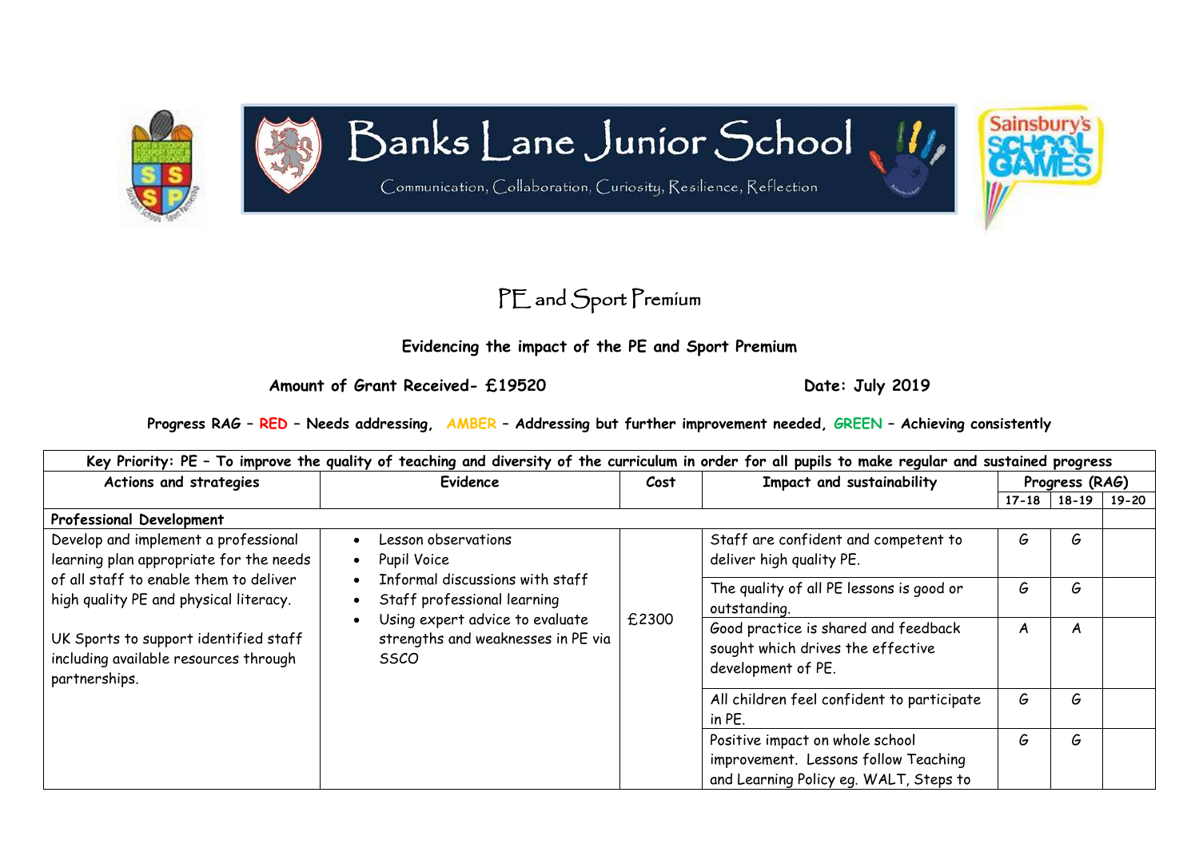# Banks Lane Junior School

Communication, Collaboration, Curiosity, Resilience, Reflection

## PE and Sport Premium

### Evidencing the impact of the PE and Sport Premium

**Amount of Grant Received- £19520** **Date: July 2019**

**Progress RAG – RED – Needs addressing, AMBER – Addressing but further improvement needed, GREEN – Achieving consistently**

| Key Priority: PE – To improve the quality of teaching and diversity of the curriculum in order for all pupils to make regular and sustained progress | | | | | | |
|---|---|---|---|---|---|---|
| **Actions and strategies** | **Evidence** | **Cost** | **Impact and sustainability** | **Progress (RAG)** | | |
| | | | | **17-18** | **18-19** | **19-20** |
| **Professional Development** | | | | | | |
| Develop and implement a professional learning plan appropriate for the needs of all staff to enable them to deliver high quality PE and physical literacy.<br><br>UK Sports to support identified staff including available resources through partnerships. | • Lesson observations<br>• Pupil Voice<br>• Informal discussions with staff<br>• Staff professional learning<br>• Using expert advice to evaluate strengths and weaknesses in PE via SSCO | £2300 | Staff are confident and competent to deliver high quality PE. | G | G | |
| | | | The quality of all PE lessons is good or outstanding. | G | G | |
| | | | Good practice is shared and feedback sought which drives the effective development of PE. | A | A | |
| | | | All children feel confident to participate in PE. | G | G | |
| | | | Positive impact on whole school improvement. Lessons follow Teaching and Learning Policy eg. WALT, Steps to | G | G | |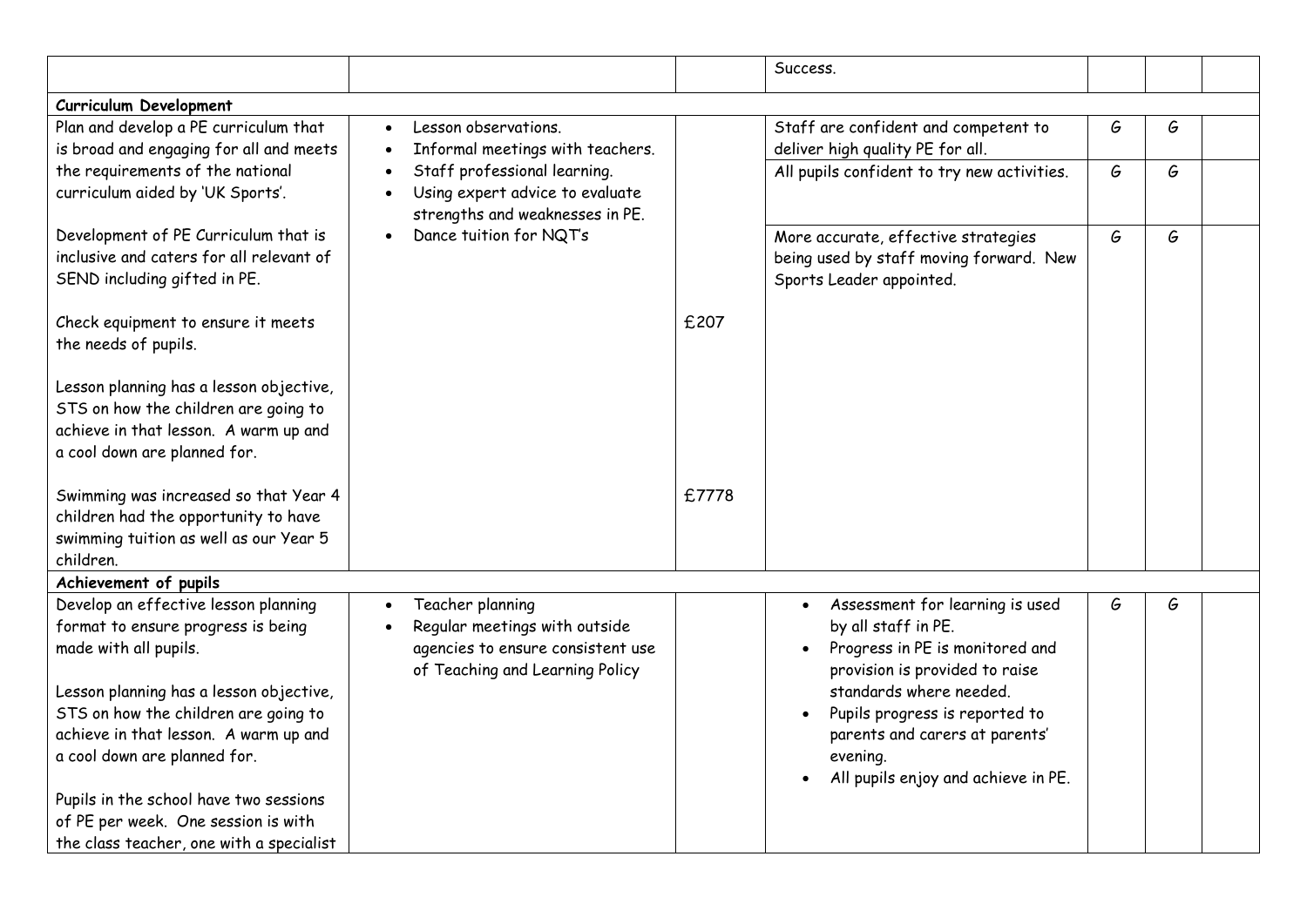| | | | | | | |
|---|---|---|---|---|---|---|
| | | | Success. | | | |
| **Curriculum Development** | | | | | | |
| Plan and develop a PE curriculum that is broad and engaging for all and meets the requirements of the national curriculum aided by 'UK Sports'.<br><br>Development of PE Curriculum that is inclusive and caters for all relevant of SEND including gifted in PE. | • Lesson observations.<br>• Informal meetings with teachers.<br>• Staff professional learning.<br>• Using expert advice to evaluate strengths and weaknesses in PE.<br>• Dance tuition for NQT's | | Staff are confident and competent to deliver high quality PE for all. | G | G | |
| | | | All pupils confident to try new activities. | G | G | |
| | | | More accurate, effective strategies being used by staff moving forward. New Sports Leader appointed. | G | G | |
| Check equipment to ensure it meets the needs of pupils.<br><br>Lesson planning has a lesson objective, STS on how the children are going to achieve in that lesson. A warm up and a cool down are planned for. | | £207 | | | | |
| Swimming was increased so that Year 4 children had the opportunity to have swimming tuition as well as our Year 5 children. | | £7778 | | | | |
| **Achievement of pupils** | | | | | | |
| Develop an effective lesson planning format to ensure progress is being made with all pupils.<br><br>Lesson planning has a lesson objective, STS on how the children are going to achieve in that lesson. A warm up and a cool down are planned for.<br><br>Pupils in the school have two sessions of PE per week. One session is with the class teacher, one with a specialist | • Teacher planning<br>• Regular meetings with outside agencies to ensure consistent use of Teaching and Learning Policy | | • Assessment for learning is used by all staff in PE.<br>• Progress in PE is monitored and provision is provided to raise standards where needed.<br>• Pupils progress is reported to parents and carers at parents' evening.<br>• All pupils enjoy and achieve in PE. | G | G | |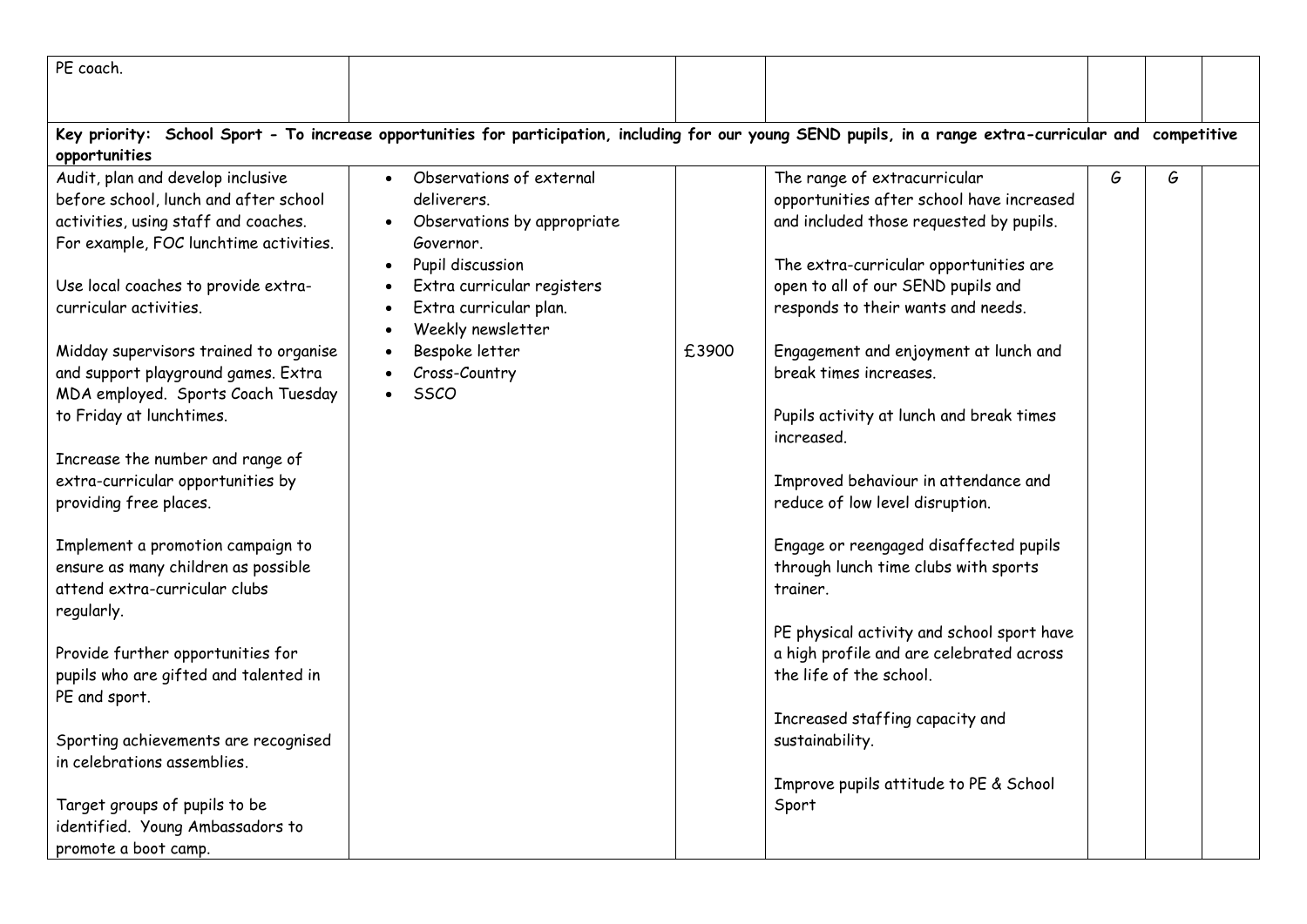| | | | | | | |
|---|---|---|---|---|---|---|
| PE coach. | | | | | | |
| **Key priority: School Sport - To increase opportunities for participation, including for our young SEND pupils, in a range extra-curricular and competitive opportunities** | | | | | | |
| Audit, plan and develop inclusive before school, lunch and after school activities, using staff and coaches. For example, FOC lunchtime activities.<br><br>Use local coaches to provide extra-curricular activities.<br><br>Midday supervisors trained to organise and support playground games. Extra MDA employed. Sports Coach Tuesday to Friday at lunchtimes.<br><br>Increase the number and range of extra-curricular opportunities by providing free places.<br><br>Implement a promotion campaign to ensure as many children as possible attend extra-curricular clubs regularly.<br><br>Provide further opportunities for pupils who are gifted and talented in PE and sport.<br><br>Sporting achievements are recognised in celebrations assemblies.<br><br>Target groups of pupils to be identified. Young Ambassadors to promote a boot camp. | • Observations of external deliverers.<br>• Observations by appropriate Governor.<br>• Pupil discussion<br>• Extra curricular registers<br>• Extra curricular plan.<br>• Weekly newsletter<br>• Bespoke letter<br>• Cross-Country<br>• SSCO | £3900 | The range of extracurricular opportunities after school have increased and included those requested by pupils.<br><br>The extra-curricular opportunities are open to all of our SEND pupils and responds to their wants and needs.<br><br>Engagement and enjoyment at lunch and break times increases.<br><br>Pupils activity at lunch and break times increased.<br><br>Improved behaviour in attendance and reduce of low level disruption.<br><br>Engage or reengaged disaffected pupils through lunch time clubs with sports trainer.<br><br>PE physical activity and school sport have a high profile and are celebrated across the life of the school.<br><br>Increased staffing capacity and sustainability.<br><br>Improve pupils attitude to PE & School Sport | G | G | |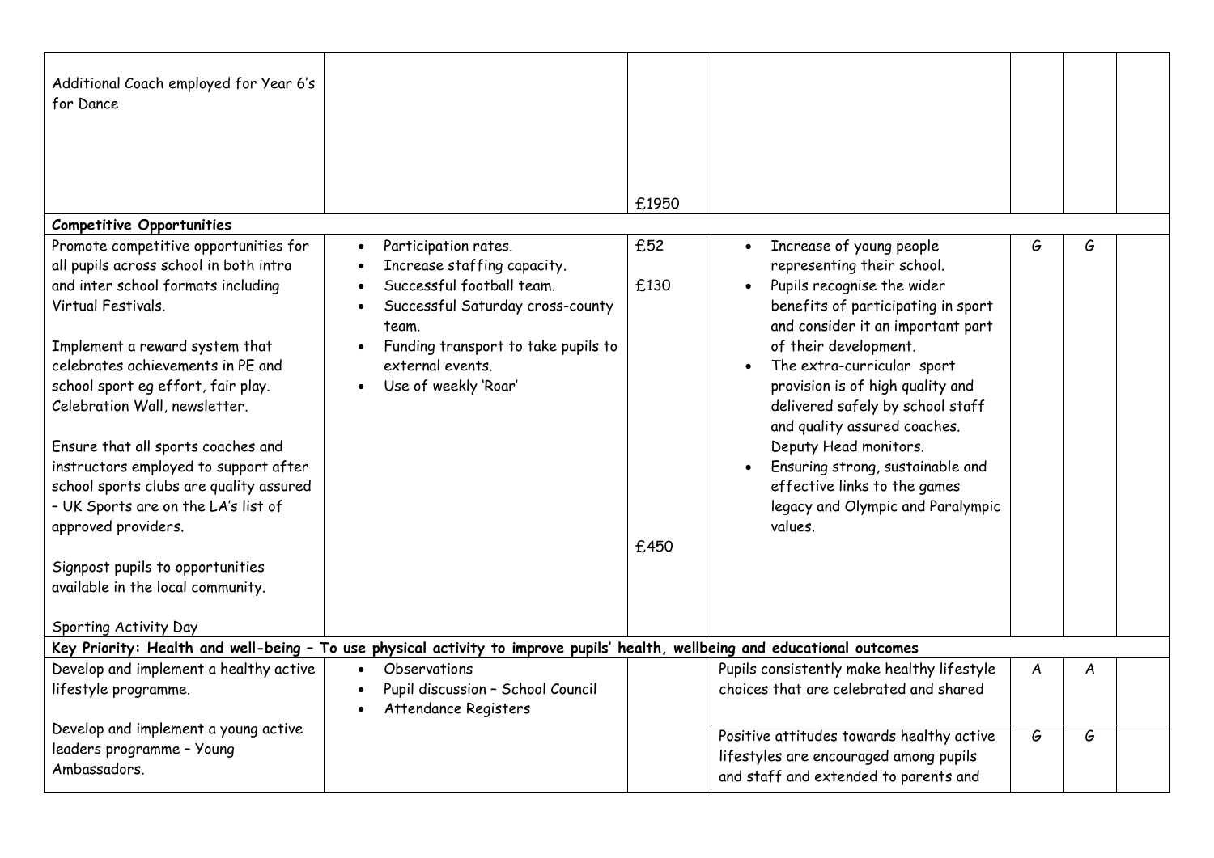| | | | | | | |
|---|---|---|---|---|---|---|
| Additional Coach employed for Year 6's for Dance | | £1950 | | | | |
| **Competitive Opportunities** | | | | | | |
| Promote competitive opportunities for all pupils across school in both intra and inter school formats including Virtual Festivals.<br><br>Implement a reward system that celebrates achievements in PE and school sport eg effort, fair play. Celebration Wall, newsletter.<br><br>Ensure that all sports coaches and instructors employed to support after school sports clubs are quality assured – UK Sports are on the LA's list of approved providers.<br><br>Signpost pupils to opportunities available in the local community.<br><br>Sporting Activity Day | • Participation rates.<br>• Increase staffing capacity.<br>• Successful football team.<br>• Successful Saturday cross-county team.<br>• Funding transport to take pupils to external events.<br>• Use of weekly 'Roar' | £52<br><br>£130<br><br><br><br><br><br><br><br><br><br><br><br>£450 | • Increase of young people representing their school.<br>• Pupils recognise the wider benefits of participating in sport and consider it an important part of their development.<br>• The extra-curricular sport provision is of high quality and delivered safely by school staff and quality assured coaches. Deputy Head monitors.<br>• Ensuring strong, sustainable and effective links to the games legacy and Olympic and Paralympic values. | G | G | |
| **Key Priority: Health and well-being – To use physical activity to improve pupils' health, wellbeing and educational outcomes** | | | | | | |
| Develop and implement a healthy active lifestyle programme.<br><br>Develop and implement a young active leaders programme – Young Ambassadors. | • Observations<br>• Pupil discussion – School Council<br>• Attendance Registers | | Pupils consistently make healthy lifestyle choices that are celebrated and shared | A | A | |
| | | | Positive attitudes towards healthy active lifestyles are encouraged among pupils and staff and extended to parents and | G | G | |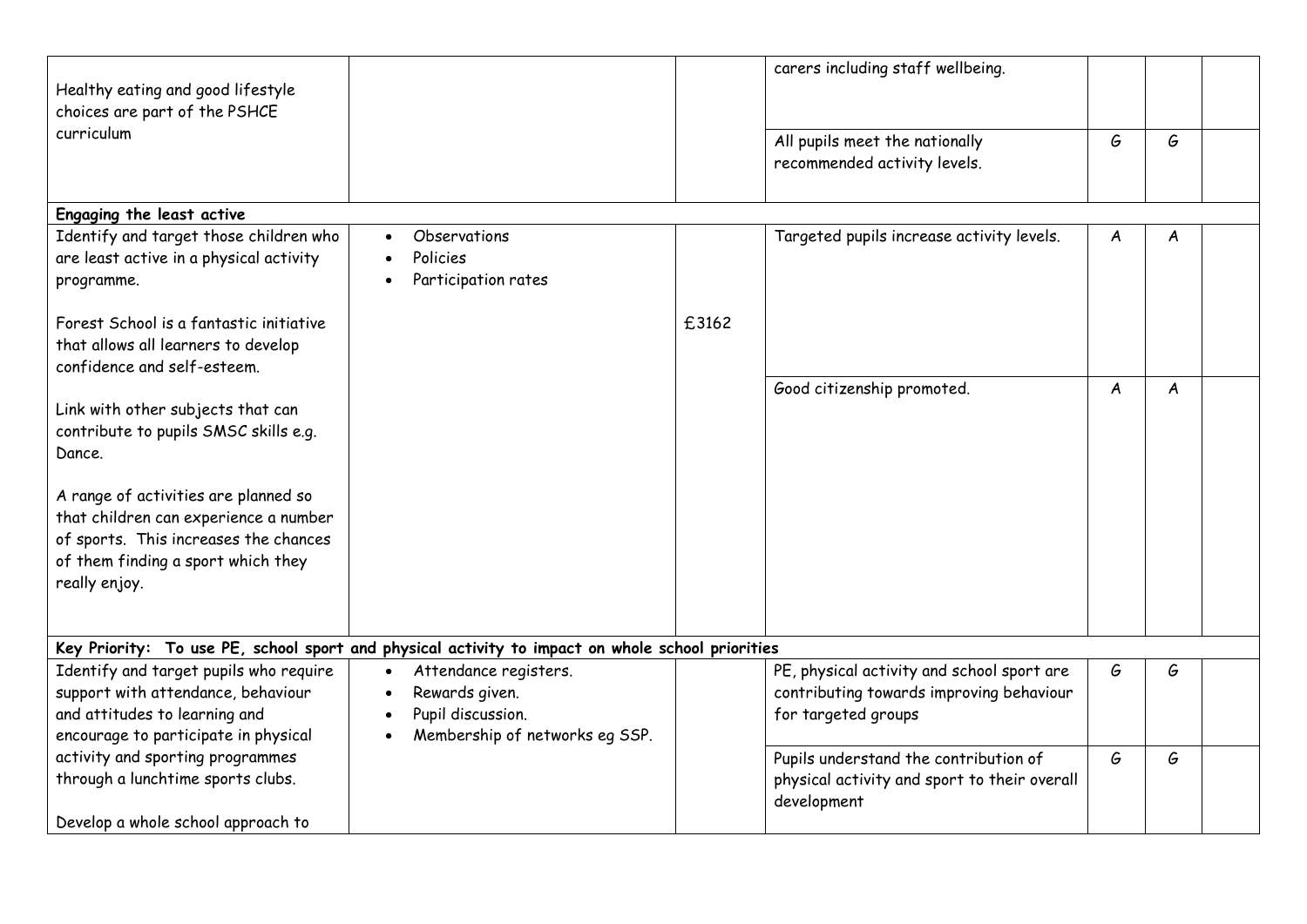| | | | | | | |
|---|---|---|---|---|---|---|
| Healthy eating and good lifestyle choices are part of the PSHCE curriculum | | | carers including staff wellbeing. | | | |
| | | | All pupils meet the nationally recommended activity levels. | G | G | |
| **Engaging the least active** | | | | | | |
| Identify and target those children who are least active in a physical activity programme.<br><br>Forest School is a fantastic initiative that allows all learners to develop confidence and self-esteem. | • Observations<br>• Policies<br>• Participation rates | £3162 | Targeted pupils increase activity levels. | A | A | |
| Link with other subjects that can contribute to pupils SMSC skills e.g. Dance.<br><br>A range of activities are planned so that children can experience a number of sports. This increases the chances of them finding a sport which they really enjoy. | | | Good citizenship promoted. | A | A | |
| **Key Priority: To use PE, school sport and physical activity to impact on whole school priorities** | | | | | | |
| Identify and target pupils who require support with attendance, behaviour and attitudes to learning and encourage to participate in physical activity and sporting programmes through a lunchtime sports clubs.<br><br>Develop a whole school approach to | • Attendance registers.<br>• Rewards given.<br>• Pupil discussion.<br>• Membership of networks eg SSP. | | PE, physical activity and school sport are contributing towards improving behaviour for targeted groups | G | G | |
| | | | Pupils understand the contribution of physical activity and sport to their overall development | G | G | |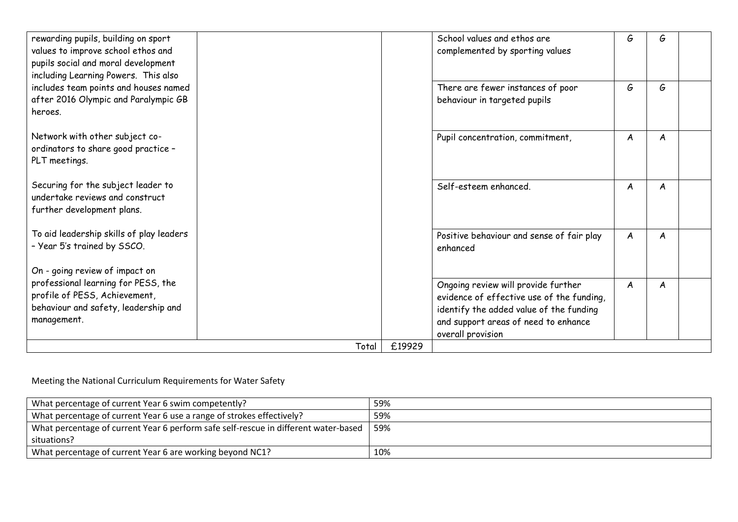| | | | | | | |
|---|---|---|---|---|---|---|
| rewarding pupils, building on sport values to improve school ethos and pupils social and moral development including Learning Powers. This also includes team points and houses named after 2016 Olympic and Paralympic GB heroes. | | | School values and ethos are complemented by sporting values | G | G | |
| | | | There are fewer instances of poor behaviour in targeted pupils | G | G | |
| Network with other subject co-ordinators to share good practice – PLT meetings. | | | Pupil concentration, commitment, | A | A | |
| Securing for the subject leader to undertake reviews and construct further development plans. | | | Self-esteem enhanced. | A | A | |
| To aid leadership skills of play leaders – Year 5's trained by SSCO. | | | Positive behaviour and sense of fair play enhanced | A | A | |
| On - going review of impact on professional learning for PESS, the profile of PESS, Achievement, behaviour and safety, leadership and management. | | | Ongoing review will provide further evidence of effective use of the funding, identify the added value of the funding and support areas of need to enhance overall provision | A | A | |
| | Total | £19929 | | | | |

Meeting the National Curriculum Requirements for Water Safety

| | |
|---|---|
| What percentage of current Year 6 swim competently? | 59% |
| What percentage of current Year 6 use a range of strokes effectively? | 59% |
| What percentage of current Year 6 perform safe self-rescue in different water-based situations? | 59% |
| What percentage of current Year 6 are working beyond NC1? | 10% |